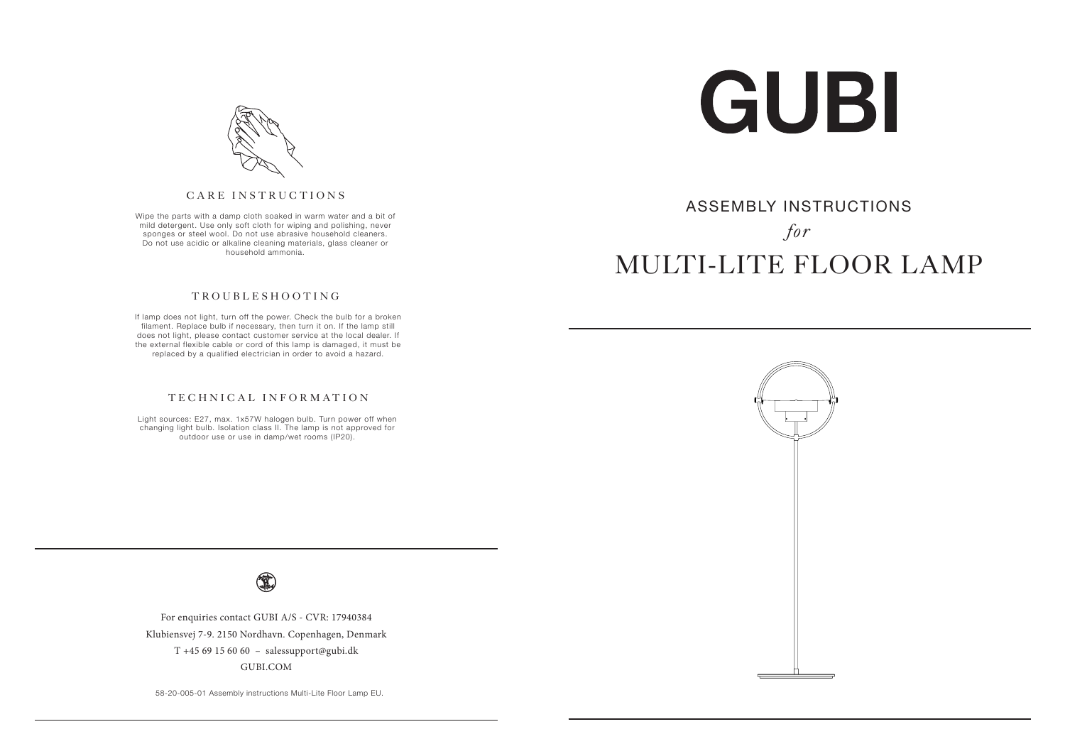# GUBI

## ASSEMBLY INSTRUCTIONS

*for*

# MULTI-LITE FLOOR LAMP

## CARE INSTRUCTIONS

Wipe the parts with a damp cloth soaked in warm water and a bit of mild detergent. Use only soft cloth for wiping and polishing, never sponges or steel wool. Do not use abrasive household cleaners. Do not use acidic or alkaline cleaning materials, glass cleaner or household ammonia.

## TROUBLESHOOTING

If lamp does not light, turn off the power. Check the bulb for a broken filament. Replace bulb if necessary, then turn it on. If the lamp still does not light, please contact customer service at the local dealer. If the external flexible cable or cord of this lamp is damaged, it must be replaced by a qualified electrician in order to avoid a hazard.

## TECHNICAL INFORMATION

Light sources: E27, max. 1x57W halogen bulb. Turn power off when changing light bulb. Isolation class II. The lamp is not approved for outdoor use or use in damp/wet rooms (IP20).

For enquiries contact GUBI A/S - CVR: 17940384

Klubiensvej 7-9. 2150 Nordhavn. Copenhagen, Denmark

T +45 69 15 60 60 – salessupport@gubi.dk

GUBI.COM

58-20-005-01 Assembly instructions Multi-Lite Floor Lamp EU.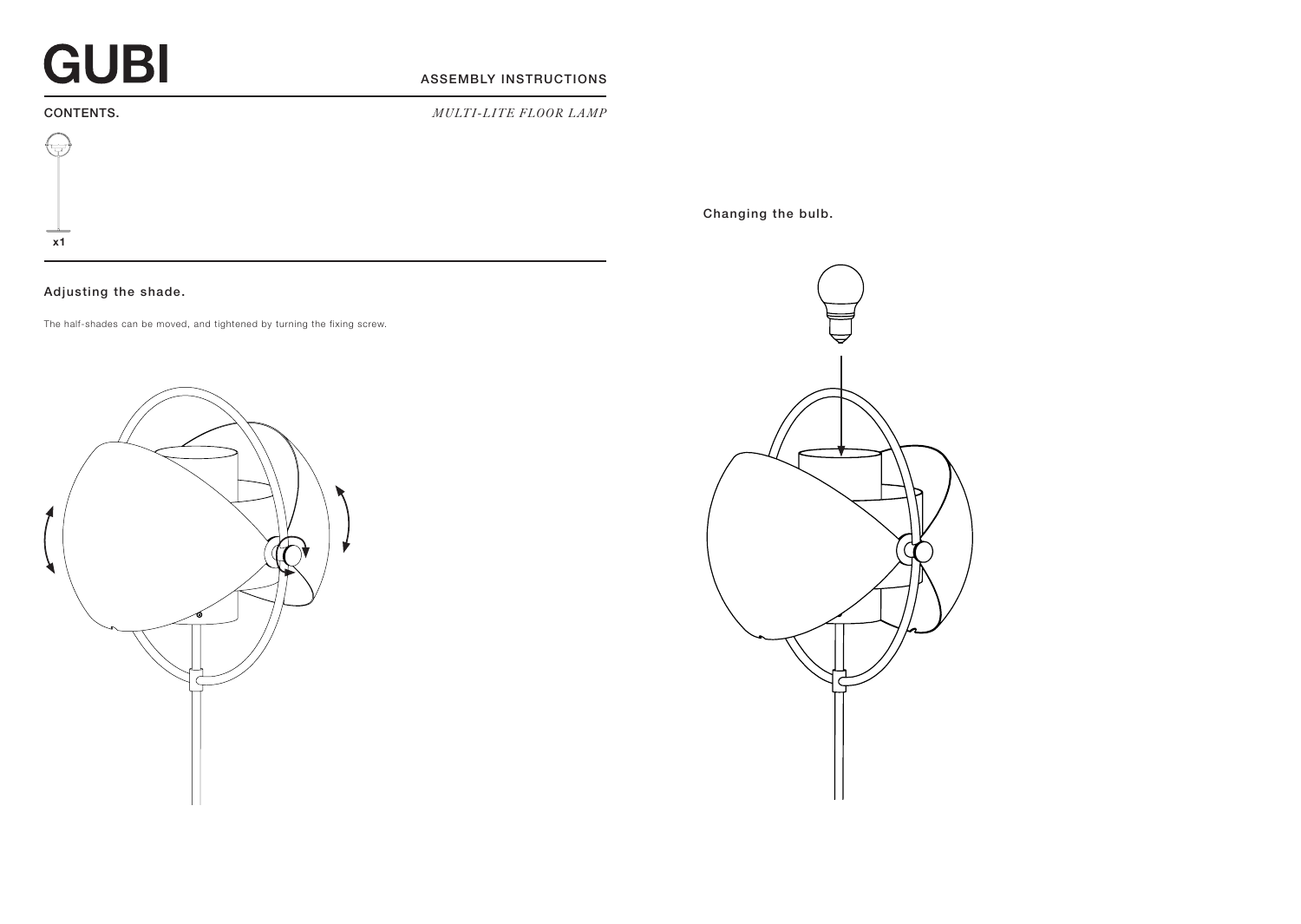# GUBI

ASSEMBLY INSTRUCTIONS

CONTENTS.

*MULTI-LITE FLOOR LAMP*

x1

## Adjusting the shade.

The half-shades can be moved, and tightened by turning the fixing screw.

## Changing the bulb.